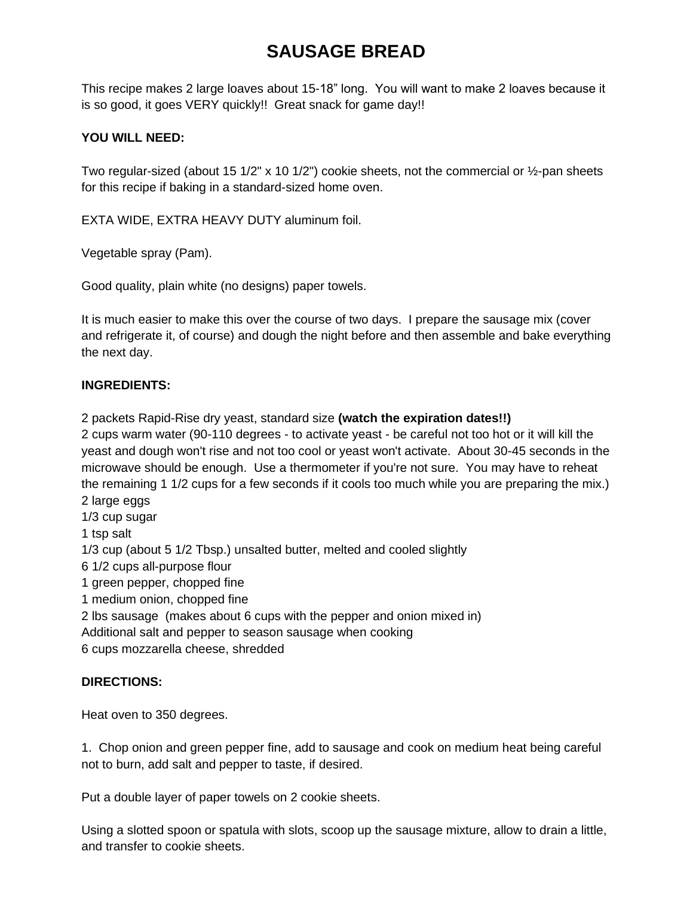# SAUSAGE BREAD

This recipe makes 2 large loaves about 15-18" long. You will want to make 2 loaves because it is so good, it goes VERY quickly!! Great snack for game day!!

**YOU WILL NEED:**

Two regular-sized (about 15 1/2" x 10 1/2") cookie sheets, not the commercial or ½-pan sheets for this recipe if baking in a standard-sized home oven.

EXTA WIDE, EXTRA HEAVY DUTY aluminum foil.

Vegetable spray (Pam).

Good quality, plain white (no designs) paper towels.

It is much easier to make this over the course of two days. I prepare the sausage mix (cover and refrigerate it, of course) and dough the night before and then assemble and bake everything the next day.

**INGREDIENTS:**

2 packets Rapid-Rise dry yeast, standard size **(watch the expiration dates!!)**
2 cups warm water (90-110 degrees - to activate yeast - be careful not too hot or it will kill the yeast and dough won't rise and not too cool or yeast won't activate. About 30-45 seconds in the microwave should be enough. Use a thermometer if you're not sure. You may have to reheat the remaining 1 1/2 cups for a few seconds if it cools too much while you are preparing the mix.)
2 large eggs
1/3 cup sugar
1 tsp salt
1/3 cup (about 5 1/2 Tbsp.) unsalted butter, melted and cooled slightly
6 1/2 cups all-purpose flour
1 green pepper, chopped fine
1 medium onion, chopped fine
2 lbs sausage (makes about 6 cups with the pepper and onion mixed in)
Additional salt and pepper to season sausage when cooking
6 cups mozzarella cheese, shredded

**DIRECTIONS:**

Heat oven to 350 degrees.

1. Chop onion and green pepper fine, add to sausage and cook on medium heat being careful not to burn, add salt and pepper to taste, if desired.

Put a double layer of paper towels on 2 cookie sheets.

Using a slotted spoon or spatula with slots, scoop up the sausage mixture, allow to drain a little, and transfer to cookie sheets.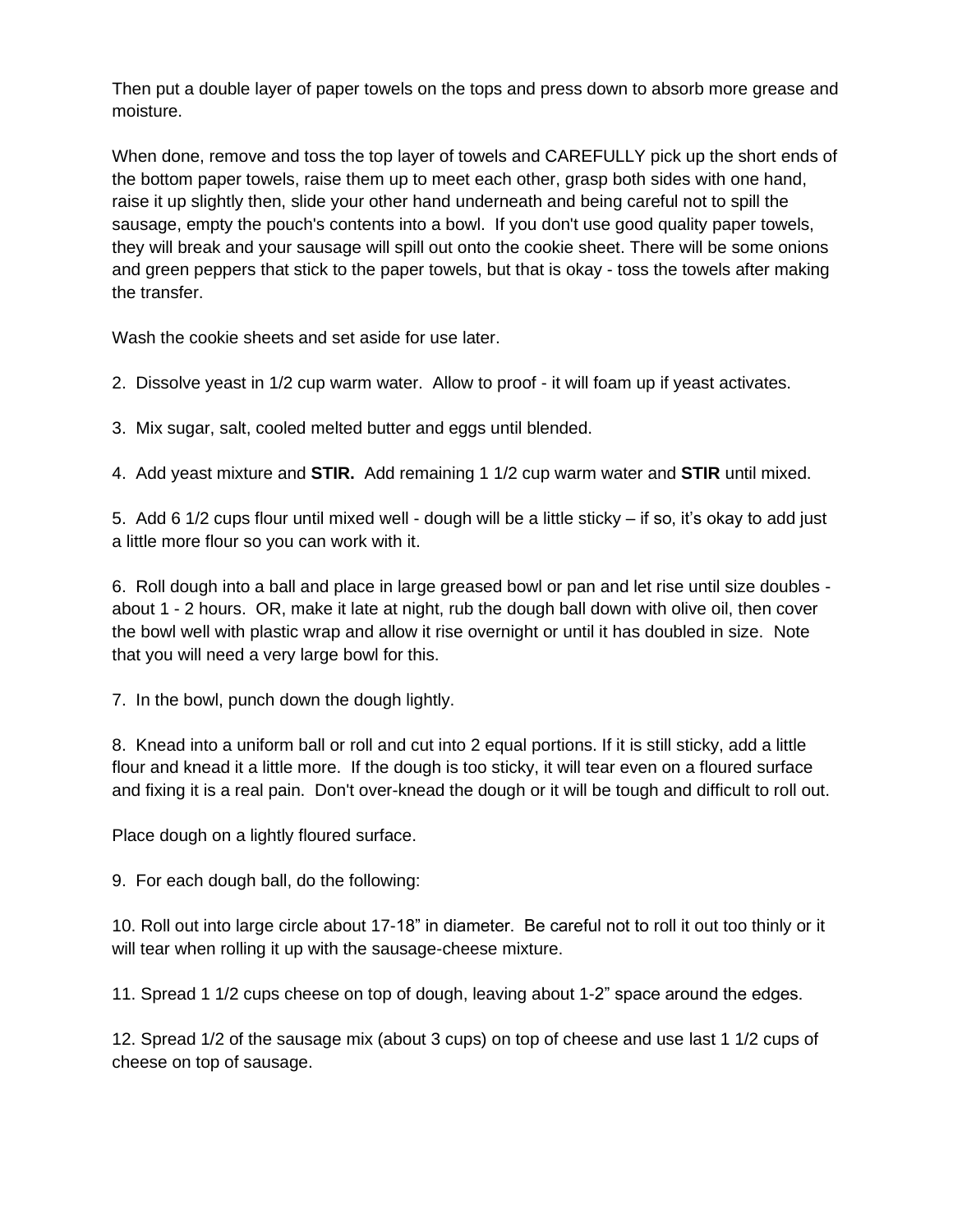Then put a double layer of paper towels on the tops and press down to absorb more grease and moisture.

When done, remove and toss the top layer of towels and CAREFULLY pick up the short ends of the bottom paper towels, raise them up to meet each other, grasp both sides with one hand, raise it up slightly then, slide your other hand underneath and being careful not to spill the sausage, empty the pouch's contents into a bowl. If you don't use good quality paper towels, they will break and your sausage will spill out onto the cookie sheet. There will be some onions and green peppers that stick to the paper towels, but that is okay - toss the towels after making the transfer.

Wash the cookie sheets and set aside for use later.

2. Dissolve yeast in 1/2 cup warm water. Allow to proof - it will foam up if yeast activates.

3. Mix sugar, salt, cooled melted butter and eggs until blended.

4. Add yeast mixture and **STIR.** Add remaining 1 1/2 cup warm water and **STIR** until mixed.

5. Add 6 1/2 cups flour until mixed well - dough will be a little sticky – if so, it's okay to add just a little more flour so you can work with it.

6. Roll dough into a ball and place in large greased bowl or pan and let rise until size doubles - about 1 - 2 hours. OR, make it late at night, rub the dough ball down with olive oil, then cover the bowl well with plastic wrap and allow it rise overnight or until it has doubled in size. Note that you will need a very large bowl for this.

7. In the bowl, punch down the dough lightly.

8. Knead into a uniform ball or roll and cut into 2 equal portions. If it is still sticky, add a little flour and knead it a little more. If the dough is too sticky, it will tear even on a floured surface and fixing it is a real pain. Don't over-knead the dough or it will be tough and difficult to roll out.

Place dough on a lightly floured surface.

9. For each dough ball, do the following:

10. Roll out into large circle about 17-18" in diameter. Be careful not to roll it out too thinly or it will tear when rolling it up with the sausage-cheese mixture.

11. Spread 1 1/2 cups cheese on top of dough, leaving about 1-2" space around the edges.

12. Spread 1/2 of the sausage mix (about 3 cups) on top of cheese and use last 1 1/2 cups of cheese on top of sausage.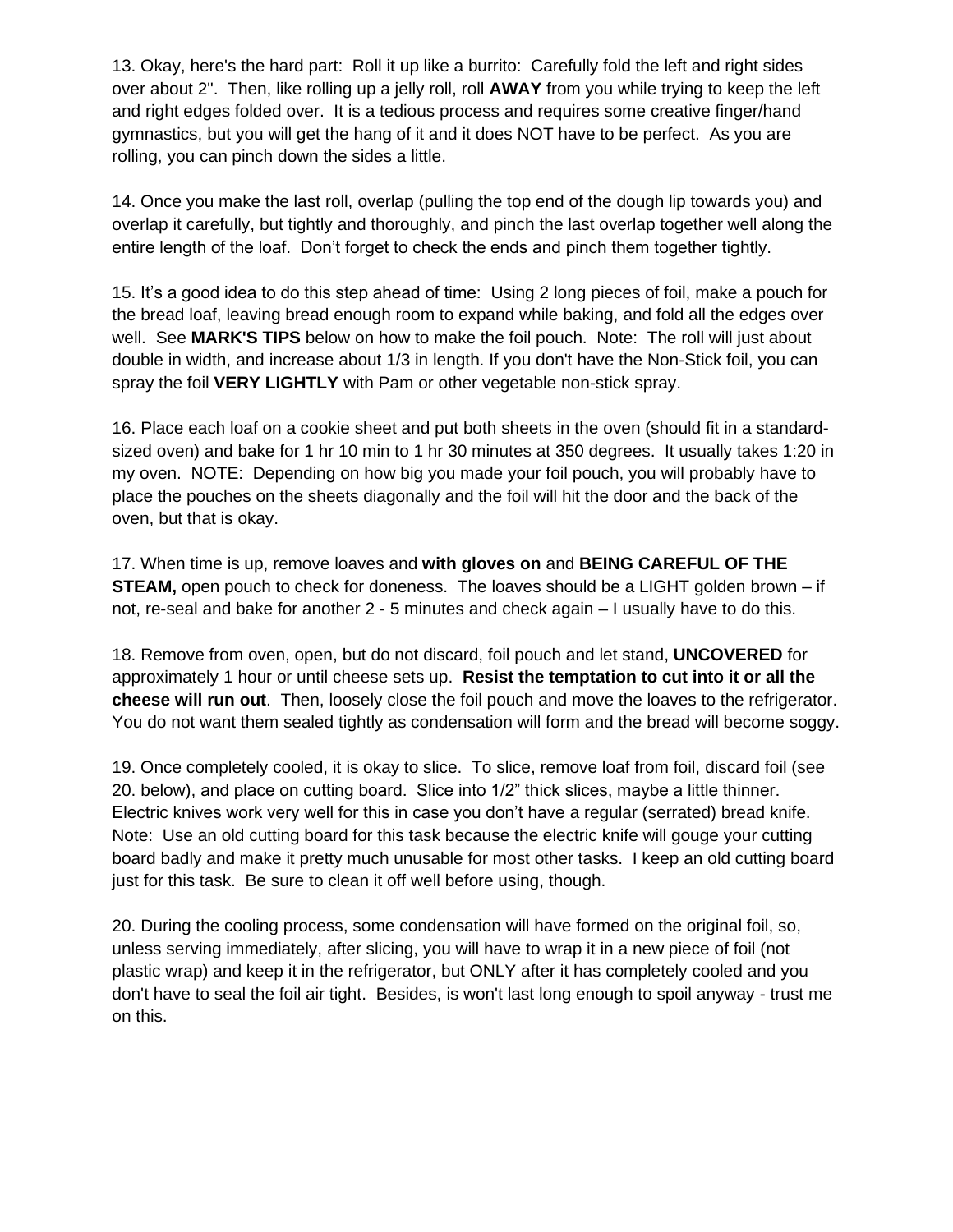13. Okay, here's the hard part: Roll it up like a burrito: Carefully fold the left and right sides over about 2". Then, like rolling up a jelly roll, roll **AWAY** from you while trying to keep the left and right edges folded over. It is a tedious process and requires some creative finger/hand gymnastics, but you will get the hang of it and it does NOT have to be perfect. As you are rolling, you can pinch down the sides a little.

14. Once you make the last roll, overlap (pulling the top end of the dough lip towards you) and overlap it carefully, but tightly and thoroughly, and pinch the last overlap together well along the entire length of the loaf. Don't forget to check the ends and pinch them together tightly.

15. It's a good idea to do this step ahead of time: Using 2 long pieces of foil, make a pouch for the bread loaf, leaving bread enough room to expand while baking, and fold all the edges over well. See **MARK'S TIPS** below on how to make the foil pouch. Note: The roll will just about double in width, and increase about 1/3 in length. If you don't have the Non-Stick foil, you can spray the foil **VERY LIGHTLY** with Pam or other vegetable non-stick spray.

16. Place each loaf on a cookie sheet and put both sheets in the oven (should fit in a standard-sized oven) and bake for 1 hr 10 min to 1 hr 30 minutes at 350 degrees. It usually takes 1:20 in my oven. NOTE: Depending on how big you made your foil pouch, you will probably have to place the pouches on the sheets diagonally and the foil will hit the door and the back of the oven, but that is okay.

17. When time is up, remove loaves and **with gloves on** and **BEING CAREFUL OF THE STEAM,** open pouch to check for doneness. The loaves should be a LIGHT golden brown – if not, re-seal and bake for another 2 - 5 minutes and check again – I usually have to do this.

18. Remove from oven, open, but do not discard, foil pouch and let stand, **UNCOVERED** for approximately 1 hour or until cheese sets up. **Resist the temptation to cut into it or all the cheese will run out**. Then, loosely close the foil pouch and move the loaves to the refrigerator. You do not want them sealed tightly as condensation will form and the bread will become soggy.

19. Once completely cooled, it is okay to slice. To slice, remove loaf from foil, discard foil (see 20. below), and place on cutting board. Slice into 1/2" thick slices, maybe a little thinner. Electric knives work very well for this in case you don't have a regular (serrated) bread knife. Note: Use an old cutting board for this task because the electric knife will gouge your cutting board badly and make it pretty much unusable for most other tasks. I keep an old cutting board just for this task. Be sure to clean it off well before using, though.

20. During the cooling process, some condensation will have formed on the original foil, so, unless serving immediately, after slicing, you will have to wrap it in a new piece of foil (not plastic wrap) and keep it in the refrigerator, but ONLY after it has completely cooled and you don't have to seal the foil air tight. Besides, is won't last long enough to spoil anyway - trust me on this.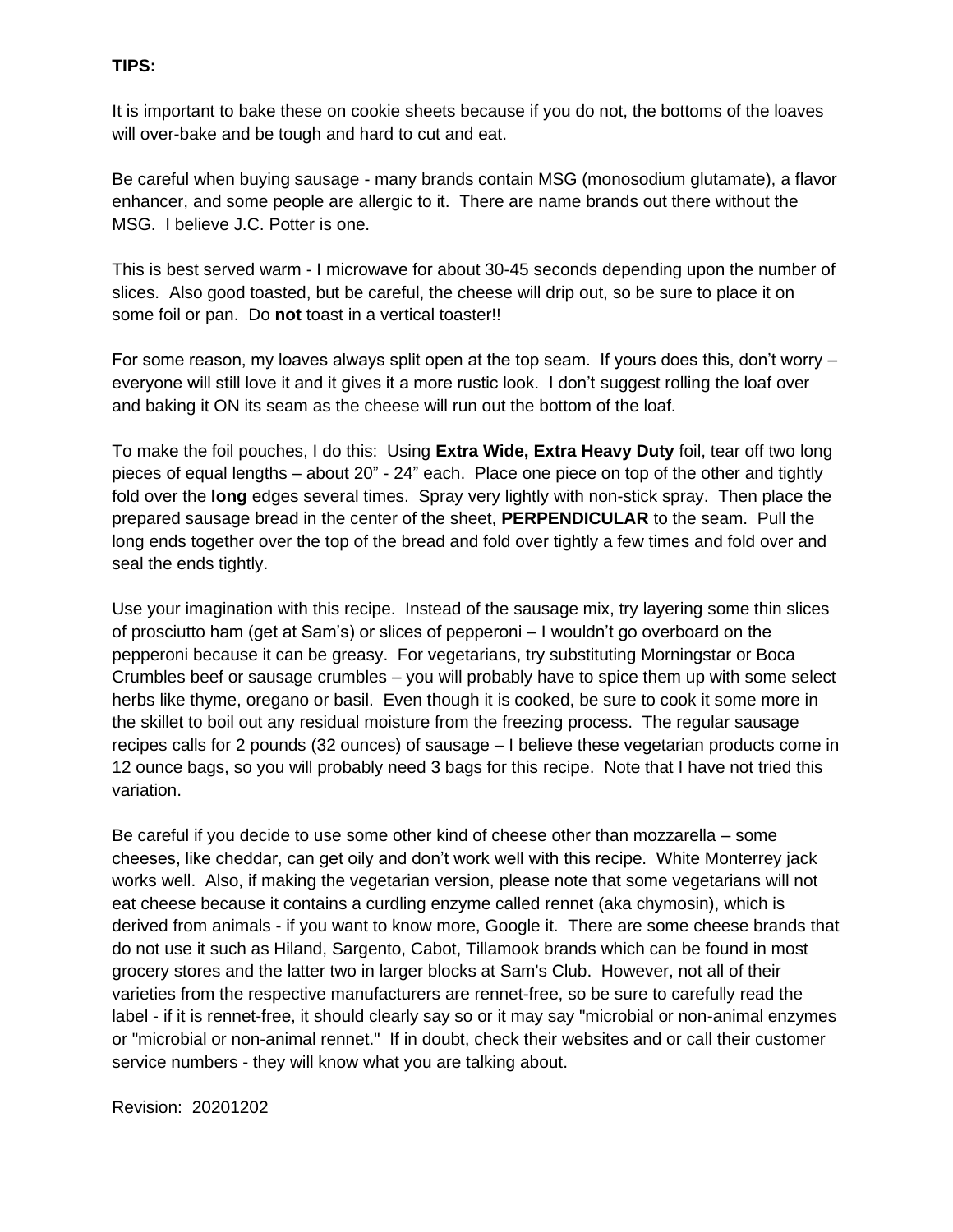**TIPS:**

It is important to bake these on cookie sheets because if you do not, the bottoms of the loaves will over-bake and be tough and hard to cut and eat.

Be careful when buying sausage - many brands contain MSG (monosodium glutamate), a flavor enhancer, and some people are allergic to it. There are name brands out there without the MSG. I believe J.C. Potter is one.

This is best served warm - I microwave for about 30-45 seconds depending upon the number of slices. Also good toasted, but be careful, the cheese will drip out, so be sure to place it on some foil or pan. Do **not** toast in a vertical toaster!!

For some reason, my loaves always split open at the top seam. If yours does this, don't worry – everyone will still love it and it gives it a more rustic look. I don't suggest rolling the loaf over and baking it ON its seam as the cheese will run out the bottom of the loaf.

To make the foil pouches, I do this: Using **Extra Wide, Extra Heavy Duty** foil, tear off two long pieces of equal lengths – about 20" - 24" each. Place one piece on top of the other and tightly fold over the **long** edges several times. Spray very lightly with non-stick spray. Then place the prepared sausage bread in the center of the sheet, **PERPENDICULAR** to the seam. Pull the long ends together over the top of the bread and fold over tightly a few times and fold over and seal the ends tightly.

Use your imagination with this recipe. Instead of the sausage mix, try layering some thin slices of prosciutto ham (get at Sam's) or slices of pepperoni – I wouldn't go overboard on the pepperoni because it can be greasy. For vegetarians, try substituting Morningstar or Boca Crumbles beef or sausage crumbles – you will probably have to spice them up with some select herbs like thyme, oregano or basil. Even though it is cooked, be sure to cook it some more in the skillet to boil out any residual moisture from the freezing process. The regular sausage recipes calls for 2 pounds (32 ounces) of sausage – I believe these vegetarian products come in 12 ounce bags, so you will probably need 3 bags for this recipe. Note that I have not tried this variation.

Be careful if you decide to use some other kind of cheese other than mozzarella – some cheeses, like cheddar, can get oily and don't work well with this recipe. White Monterrey jack works well. Also, if making the vegetarian version, please note that some vegetarians will not eat cheese because it contains a curdling enzyme called rennet (aka chymosin), which is derived from animals - if you want to know more, Google it. There are some cheese brands that do not use it such as Hiland, Sargento, Cabot, Tillamook brands which can be found in most grocery stores and the latter two in larger blocks at Sam's Club. However, not all of their varieties from the respective manufacturers are rennet-free, so be sure to carefully read the label - if it is rennet-free, it should clearly say so or it may say "microbial or non-animal enzymes or "microbial or non-animal rennet." If in doubt, check their websites and or call their customer service numbers - they will know what you are talking about.

Revision: 20201202